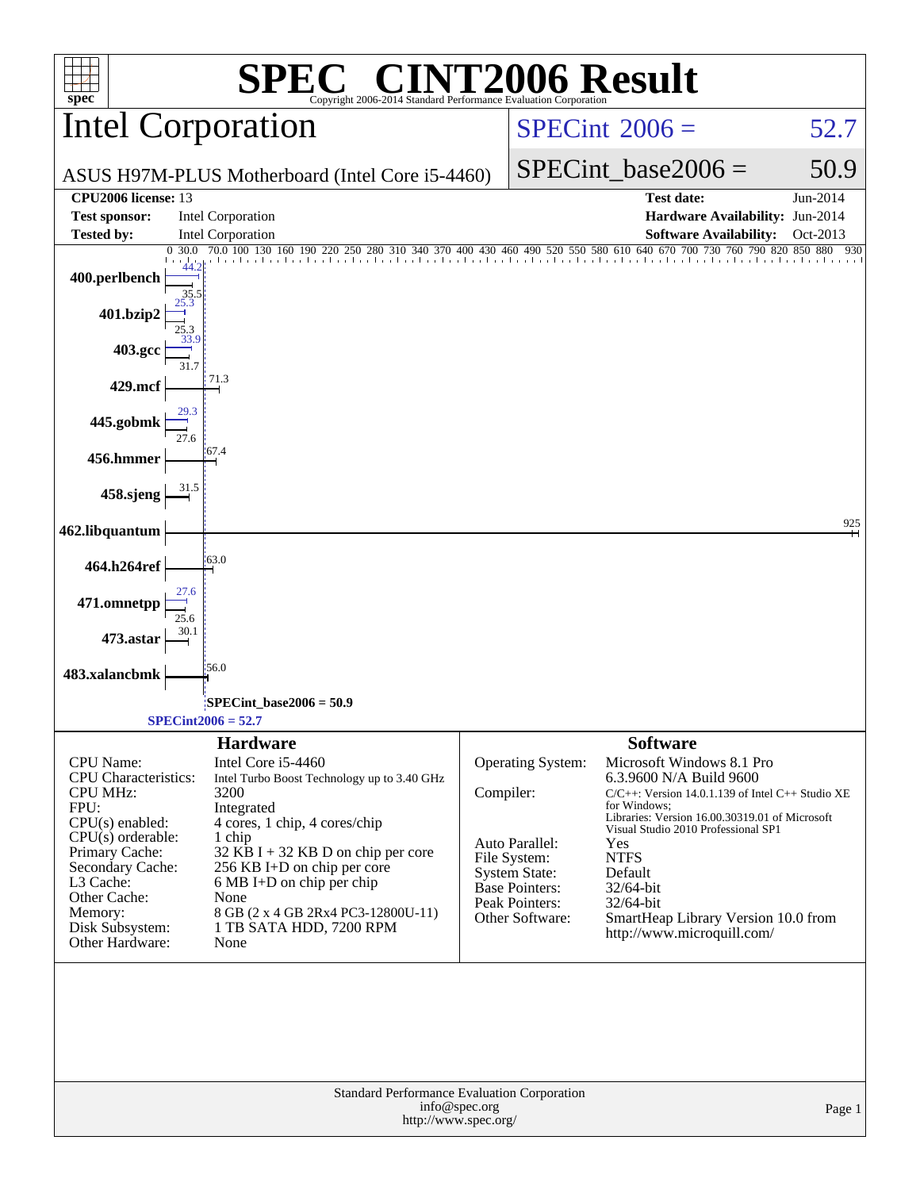# SPEC® CINT2006 Result

Copyright 2006-2014 Standard Performance Evaluation Corporation

## Intel Corporation

ASUS H97M-PLUS Motherboard (Intel Core i5-4460)

SPECint 2006 = 52.7

SPECint_base2006 = 50.9

| | | | |
|---|---|---|---|
| **CPU2006 license:** 13 | | **Test date:** | Jun-2014 |
| **Test sponsor:** | Intel Corporation | **Hardware Availability:** | Jun-2014 |
| **Tested by:** | Intel Corporation | **Software Availability:** | Oct-2013 |

| Benchmark | Peak | Base |
|---|---|---|
| 400.perlbench | 44.2 | 35.5 |
| 401.bzip2 | 25.3 | 25.3 |
| 403.gcc | 33.9 | 31.7 |
| 429.mcf | 71.3 | 71.3 |
| 445.gobmk | 29.3 | 27.6 |
| 456.hmmer | 67.4 | 67.4 |
| 458.sjeng | 31.5 | 31.5 |
| 462.libquantum | 925 | 925 |
| 464.h264ref | 63.0 | 63.0 |
| 471.omnetpp | 27.6 | 25.6 |
| 473.astar | 30.1 | 30.1 |
| 483.xalancbmk | 56.0 | 56.0 |

SPECint_base2006 = 50.9

SPECint2006 = 52.7

### Hardware

| | |
|---|---|
| CPU Name: | Intel Core i5-4460 |
| CPU Characteristics: | Intel Turbo Boost Technology up to 3.40 GHz |
| CPU MHz: | 3200 |
| FPU: | Integrated |
| CPU(s) enabled: | 4 cores, 1 chip, 4 cores/chip |
| CPU(s) orderable: | 1 chip |
| Primary Cache: | 32 KB I + 32 KB D on chip per core |
| Secondary Cache: | 256 KB I+D on chip per core |
| L3 Cache: | 6 MB I+D on chip per chip |
| Other Cache: | None |
| Memory: | 8 GB (2 x 4 GB 2Rx4 PC3-12800U-11) |
| Disk Subsystem: | 1 TB SATA HDD, 7200 RPM |
| Other Hardware: | None |

### Software

| | |
|---|---|
| Operating System: | Microsoft Windows 8.1 Pro 6.3.9600 N/A Build 9600 |
| Compiler: | C/C++: Version 14.0.1.139 of Intel C++ Studio XE for Windows; Libraries: Version 16.00.30319.01 of Microsoft Visual Studio 2010 Professional SP1 |
| Auto Parallel: | Yes |
| File System: | NTFS |
| System State: | Default |
| Base Pointers: | 32/64-bit |
| Peak Pointers: | 32/64-bit |
| Other Software: | SmartHeap Library Version 10.0 from http://www.microquill.com/ |

Standard Performance Evaluation Corporation
info@spec.org
http://www.spec.org/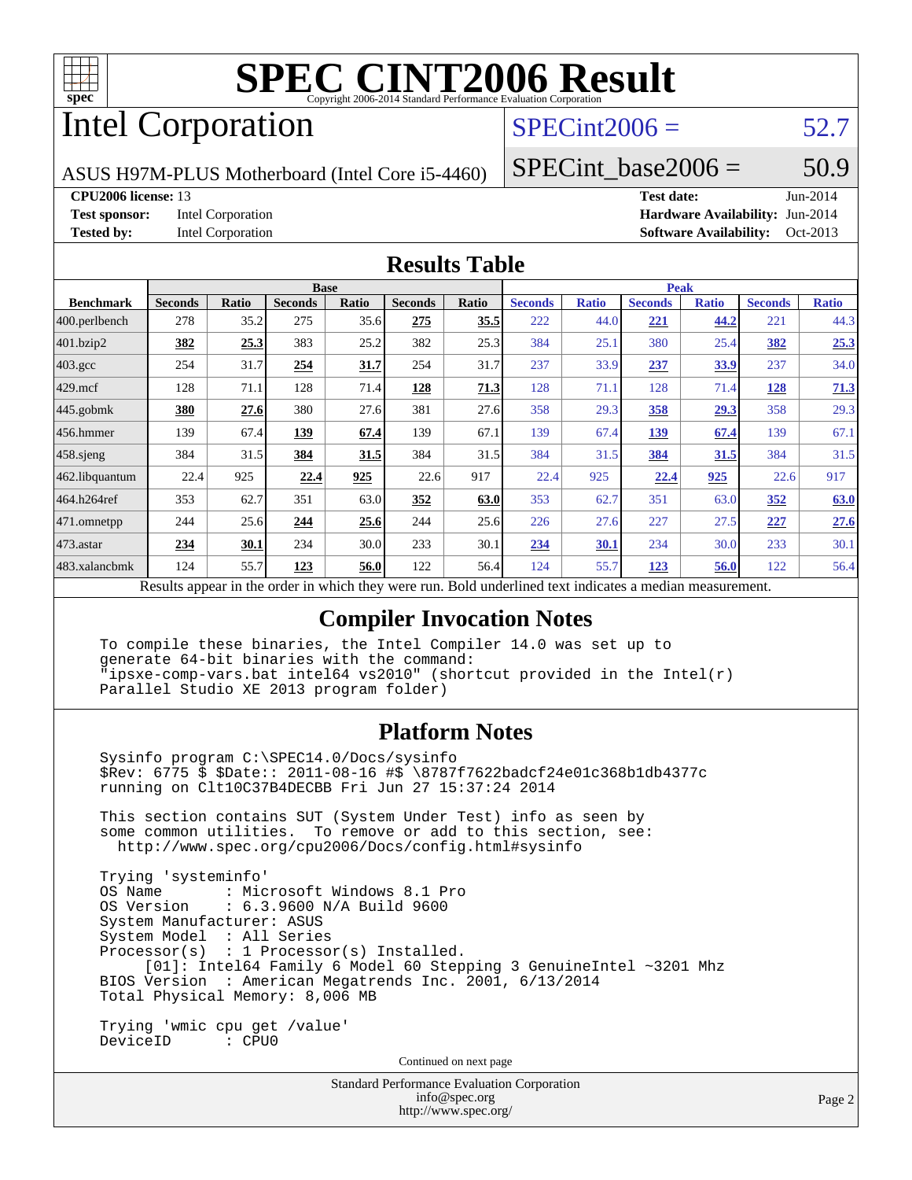# SPEC CINT2006 Result

Copyright 2006-2014 Standard Performance Evaluation Corporation

# Intel Corporation

ASUS H97M-PLUS Motherboard (Intel Core i5-4460)

SPECint2006 = 52.7

SPECint_base2006 = 50.9

**CPU2006 license:** 13

**Test sponsor:** Intel Corporation

**Tested by:** Intel Corporation

**Test date:** Jun-2014

**Hardware Availability:** Jun-2014

**Software Availability:** Oct-2013

## Results Table

| Benchmark | Base | | | | | | Peak | | | | | |
|---|---|---|---|---|---|---|---|---|---|---|---|---|
| | Seconds | Ratio | Seconds | Ratio | Seconds | Ratio | Seconds | Ratio | Seconds | Ratio | Seconds | Ratio |
| 400.perlbench | 278 | 35.2 | 275 | 35.6 | **275** | **35.5** | 222 | 44.0 | **221** | **44.2** | 221 | 44.3 |
| 401.bzip2 | **382** | **25.3** | 383 | 25.2 | 382 | 25.3 | 384 | 25.1 | 380 | 25.4 | **382** | **25.3** |
| 403.gcc | 254 | 31.7 | **254** | **31.7** | 254 | 31.7 | 237 | 33.9 | **237** | **33.9** | 237 | 34.0 |
| 429.mcf | 128 | 71.1 | 128 | 71.4 | **128** | **71.3** | 128 | 71.1 | 128 | 71.4 | **128** | **71.3** |
| 445.gobmk | **380** | **27.6** | 380 | 27.6 | 381 | 27.6 | 358 | 29.3 | **358** | **29.3** | 358 | 29.3 |
| 456.hmmer | 139 | 67.4 | **139** | **67.4** | 139 | 67.1 | 139 | 67.4 | **139** | **67.4** | 139 | 67.1 |
| 458.sjeng | 384 | 31.5 | **384** | **31.5** | 384 | 31.5 | 384 | 31.5 | **384** | **31.5** | 384 | 31.5 |
| 462.libquantum | 22.4 | 925 | **22.4** | **925** | 22.6 | 917 | 22.4 | 925 | **22.4** | **925** | 22.6 | 917 |
| 464.h264ref | 353 | 62.7 | 351 | 63.0 | **352** | **63.0** | 353 | 62.7 | 351 | 63.0 | **352** | **63.0** |
| 471.omnetpp | 244 | 25.6 | **244** | **25.6** | 244 | 25.6 | 226 | 27.6 | 227 | 27.5 | **227** | **27.6** |
| 473.astar | **234** | **30.1** | 234 | 30.0 | 233 | 30.1 | **234** | **30.1** | 234 | 30.0 | 233 | 30.1 |
| 483.xalancbmk | 124 | 55.7 | **123** | **56.0** | 122 | 56.4 | 124 | 55.7 | **123** | **56.0** | 122 | 56.4 |

Results appear in the order in which they were run. Bold underlined text indicates a median measurement.

## Compiler Invocation Notes

```
To compile these binaries, the Intel Compiler 14.0 was set up to
generate 64-bit binaries with the command:
"ipsxe-comp-vars.bat intel64 vs2010" (shortcut provided in the Intel(r)
Parallel Studio XE 2013 program folder)
```

## Platform Notes

```
Sysinfo program C:\SPEC14.0/Docs/sysinfo
$Rev: 6775 $ $Date:: 2011-08-16 #$ \8787f7622badcf24e01c368b1db4377c
running on Clt10C37B4DECBB Fri Jun 27 15:37:24 2014

This section contains SUT (System Under Test) info as seen by
some common utilities.  To remove or add to this section, see:
  http://www.spec.org/cpu2006/Docs/config.html#sysinfo

Trying 'systeminfo'
OS Name         : Microsoft Windows 8.1 Pro
OS Version      : 6.3.9600 N/A Build 9600
System Manufacturer: ASUS
System Model    : All Series
Processor(s)    : 1 Processor(s) Installed.
     [01]: Intel64 Family 6 Model 60 Stepping 3 GenuineIntel ~3201 Mhz
BIOS Version    : American Megatrends Inc. 2001, 6/13/2014
Total Physical Memory: 8,006 MB

Trying 'wmic cpu get /value'
DeviceID        : CPU0
```

Continued on next page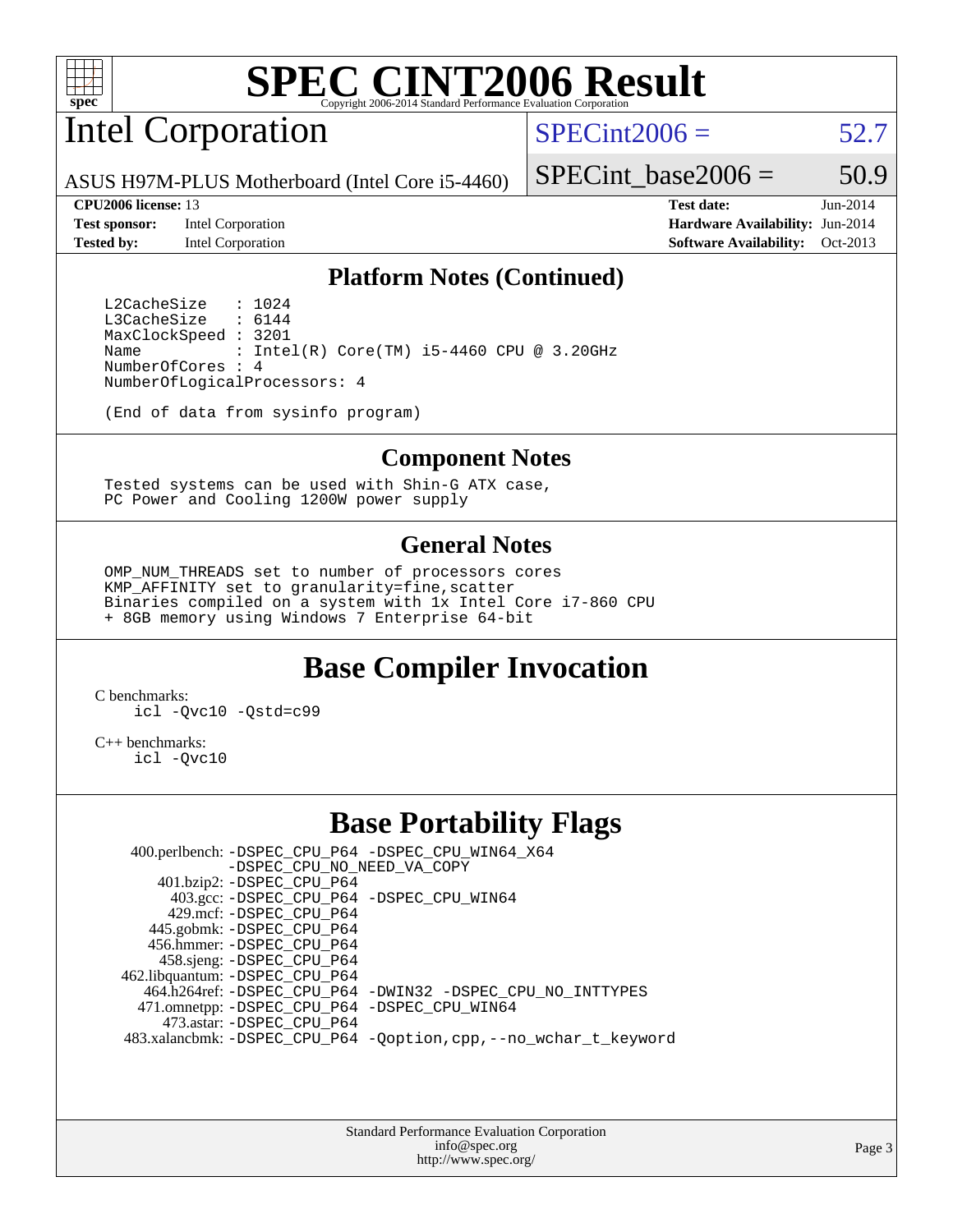# SPEC CINT2006 Result

## Intel Corporation

ASUS H97M-PLUS Motherboard (Intel Core i5-4460)

SPECint2006 = 52.7

SPECint_base2006 = 50.9

**CPU2006 license:** 13
**Test sponsor:** Intel Corporation
**Tested by:** Intel Corporation

**Test date:** Jun-2014
**Hardware Availability:** Jun-2014
**Software Availability:** Oct-2013

### Platform Notes (Continued)

```
L2CacheSize   : 1024
L3CacheSize   : 6144
MaxClockSpeed : 3201
Name          : Intel(R) Core(TM) i5-4460 CPU @ 3.20GHz
NumberOfCores : 4
NumberOfLogicalProcessors: 4

(End of data from sysinfo program)
```

### Component Notes

```
Tested systems can be used with Shin-G ATX case,
PC Power and Cooling 1200W power supply
```

### General Notes

```
OMP_NUM_THREADS set to number of processors cores
KMP_AFFINITY set to granularity=fine,scatter
Binaries compiled on a system with 1x Intel Core i7-860 CPU
+ 8GB memory using Windows 7 Enterprise 64-bit
```

## Base Compiler Invocation

C benchmarks:
```
icl -Qvc10 -Qstd=c99
```

C++ benchmarks:
```
icl -Qvc10
```

## Base Portability Flags

| Benchmark | Flags |
|---|---|
| 400.perlbench: | -DSPEC_CPU_P64 -DSPEC_CPU_WIN64_X64 -DSPEC_CPU_NO_NEED_VA_COPY |
| 401.bzip2: | -DSPEC_CPU_P64 |
| 403.gcc: | -DSPEC_CPU_P64 -DSPEC_CPU_WIN64 |
| 429.mcf: | -DSPEC_CPU_P64 |
| 445.gobmk: | -DSPEC_CPU_P64 |
| 456.hmmer: | -DSPEC_CPU_P64 |
| 458.sjeng: | -DSPEC_CPU_P64 |
| 462.libquantum: | -DSPEC_CPU_P64 |
| 464.h264ref: | -DSPEC_CPU_P64 -DWIN32 -DSPEC_CPU_NO_INTTYPES |
| 471.omnetpp: | -DSPEC_CPU_P64 -DSPEC_CPU_WIN64 |
| 473.astar: | -DSPEC_CPU_P64 |
| 483.xalancbmk: | -DSPEC_CPU_P64 -Qoption,cpp,--no_wchar_t_keyword |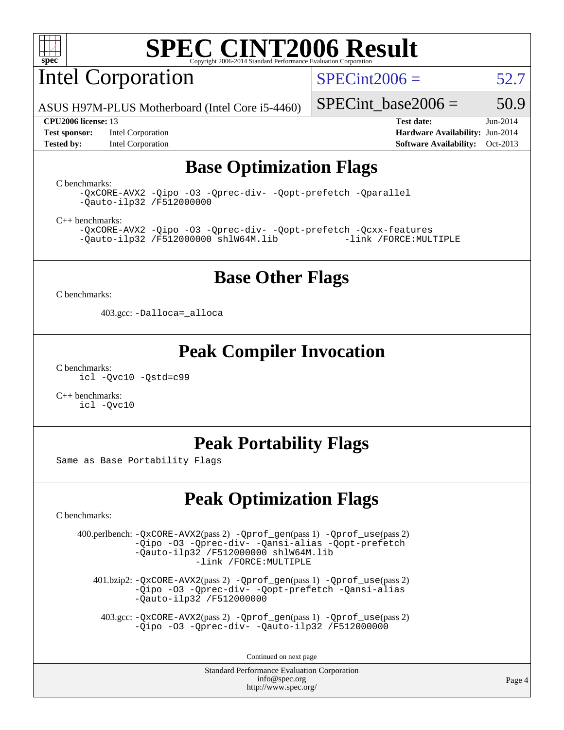# SPEC CINT2006 Result

Copyright 2006-2014 Standard Performance Evaluation Corporation

## Intel Corporation

ASUS H97M-PLUS Motherboard (Intel Core i5-4460)

SPECint2006 = 52.7

SPECint_base2006 = 50.9

**CPU2006 license:** 13
**Test sponsor:** Intel Corporation
**Tested by:** Intel Corporation

**Test date:** Jun-2014
**Hardware Availability:** Jun-2014
**Software Availability:** Oct-2013

## Base Optimization Flags

C benchmarks:

```
-QxCORE-AVX2 -Qipo -O3 -Qprec-div- -Qopt-prefetch -Qparallel
-Qauto-ilp32 /F512000000
```

C++ benchmarks:

```
-QxCORE-AVX2 -Qipo -O3 -Qprec-div- -Qopt-prefetch -Qcxx-features
-Qauto-ilp32 /F512000000 shlW64M.lib            -link /FORCE:MULTIPLE
```

## Base Other Flags

C benchmarks:

403.gcc: `-Dalloca=_alloca`

## Peak Compiler Invocation

C benchmarks:

```
icl -Qvc10 -Qstd=c99
```

C++ benchmarks:

```
icl -Qvc10
```

## Peak Portability Flags

Same as Base Portability Flags

## Peak Optimization Flags

C benchmarks:

400.perlbench: `-QxCORE-AVX2`(pass 2) `-Qprof_gen`(pass 1) `-Qprof_use`(pass 2) `-Qipo -O3 -Qprec-div- -Qansi-alias -Qopt-prefetch -Qauto-ilp32 /F512000000 shlW64M.lib -link /FORCE:MULTIPLE`

401.bzip2: `-QxCORE-AVX2`(pass 2) `-Qprof_gen`(pass 1) `-Qprof_use`(pass 2) `-Qipo -O3 -Qprec-div- -Qopt-prefetch -Qansi-alias -Qauto-ilp32 /F512000000`

403.gcc: `-QxCORE-AVX2`(pass 2) `-Qprof_gen`(pass 1) `-Qprof_use`(pass 2) `-Qipo -O3 -Qprec-div- -Qauto-ilp32 /F512000000`

Continued on next page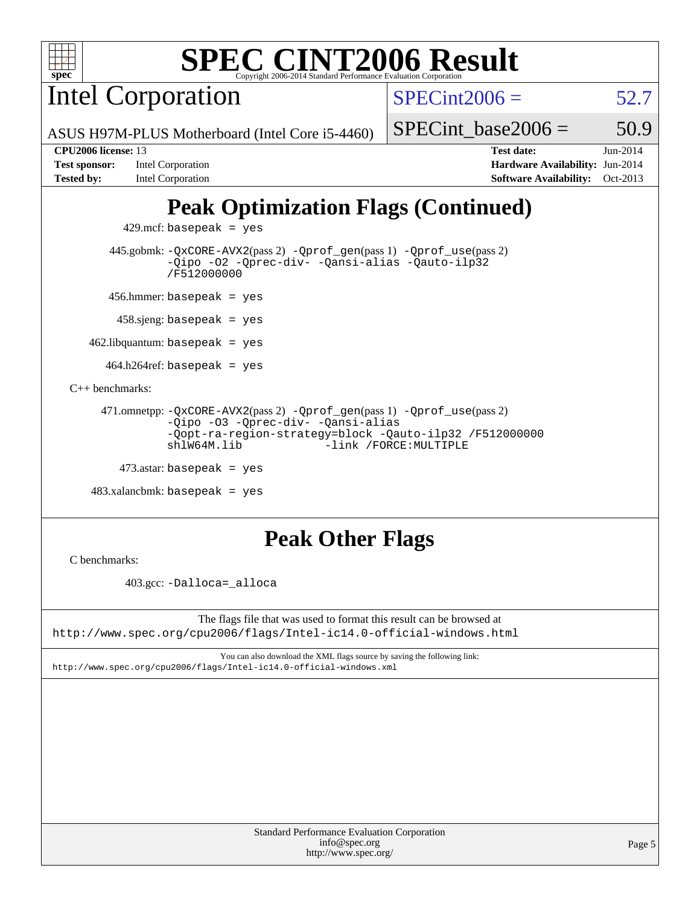# Peak Optimization Flags (Continued)

429.mcf: `basepeak = yes`

445.gobmk: `-QxCORE-AVX2`(pass 2) `-Qprof_gen`(pass 1) `-Qprof_use`(pass 2) `-Qipo -O2 -Qprec-div- -Qansi-alias -Qauto-ilp32 /F512000000`

456.hmmer: `basepeak = yes`

458.sjeng: `basepeak = yes`

462.libquantum: `basepeak = yes`

464.h264ref: `basepeak = yes`

C++ benchmarks:

471.omnetpp: `-QxCORE-AVX2`(pass 2) `-Qprof_gen`(pass 1) `-Qprof_use`(pass 2) `-Qipo -O3 -Qprec-div- -Qansi-alias -Qopt-ra-region-strategy=block -Qauto-ilp32 /F512000000 shlW64M.lib -link /FORCE:MULTIPLE`

473.astar: `basepeak = yes`

483.xalancbmk: `basepeak = yes`

# Peak Other Flags

C benchmarks:

403.gcc: `-Dalloca=_alloca`

The flags file that was used to format this result can be browsed at
http://www.spec.org/cpu2006/flags/Intel-ic14.0-official-windows.html

You can also download the XML flags source by saving the following link:
http://www.spec.org/cpu2006/flags/Intel-ic14.0-official-windows.xml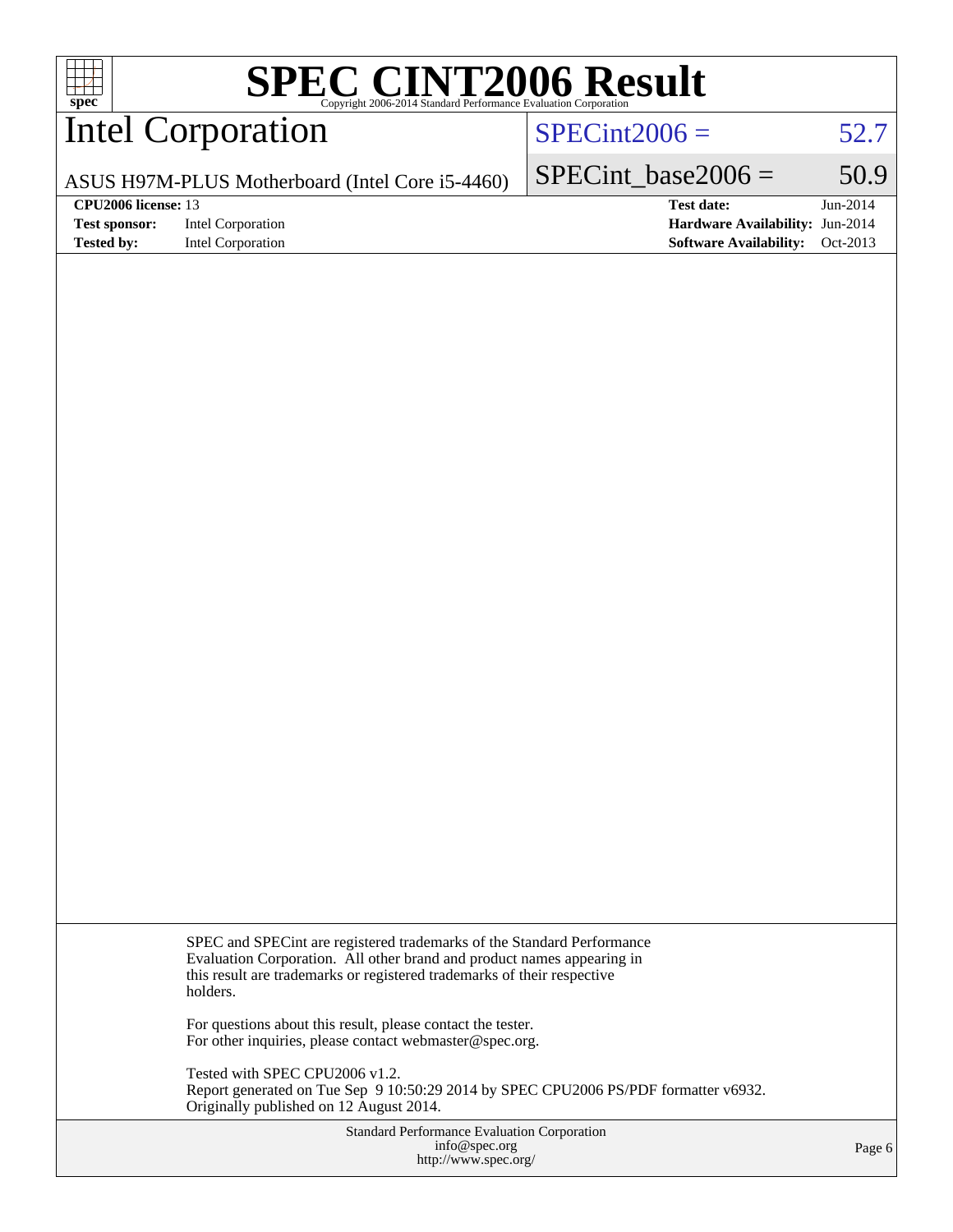SPEC and SPECint are registered trademarks of the Standard Performance Evaluation Corporation. All other brand and product names appearing in this result are trademarks or registered trademarks of their respective holders.

For questions about this result, please contact the tester.
For other inquiries, please contact webmaster@spec.org.

Tested with SPEC CPU2006 v1.2.
Report generated on Tue Sep 9 10:50:29 2014 by SPEC CPU2006 PS/PDF formatter v6932.
Originally published on 12 August 2014.